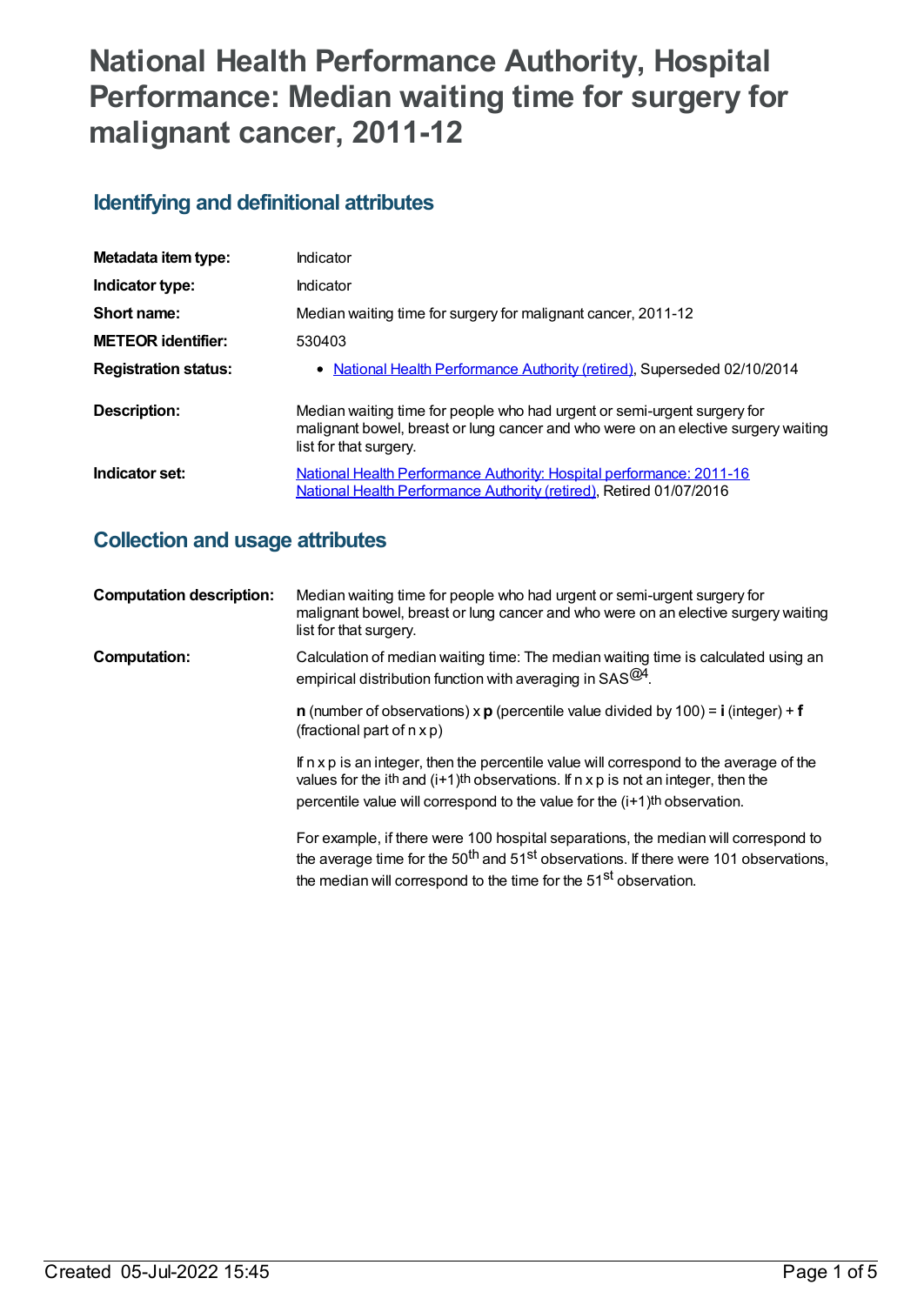# National Health Performance Authority, Hospital Performance: Median waiting time for surgery for malignant cancer, 2011-12

## Identifying and definitional attributes

| | |
|---|---|
| **Metadata item type:** | Indicator |
| **Indicator type:** | Indicator |
| **Short name:** | Median waiting time for surgery for malignant cancer, 2011-12 |
| **METEOR identifier:** | 530403 |
| **Registration status:** | • National Health Performance Authority (retired), Superseded 02/10/2014 |
| **Description:** | Median waiting time for people who had urgent or semi-urgent surgery for malignant bowel, breast or lung cancer and who were on an elective surgery waiting list for that surgery. |
| **Indicator set:** | National Health Performance Authority: Hospital performance: 2011-16 National Health Performance Authority (retired), Retired 01/07/2016 |

## Collection and usage attributes

**Computation description:** Median waiting time for people who had urgent or semi-urgent surgery for malignant bowel, breast or lung cancer and who were on an elective surgery waiting list for that surgery.

**Computation:** Calculation of median waiting time: The median waiting time is calculated using an empirical distribution function with averaging in SAS@[4].

**n** (number of observations) x **p** (percentile value divided by 100) = **i** (integer) + **f** (fractional part of n x p)

If n x p is an integer, then the percentile value will correspond to the average of the values for the $i^{th}$ and $(i+1)^{th}$ observations. If n x p is not an integer, then the percentile value will correspond to the value for the $(i+1)^{th}$ observation.

For example, if there were 100 hospital separations, the median will correspond to the average time for the 50th and 51st observations. If there were 101 observations, the median will correspond to the time for the 51st observation.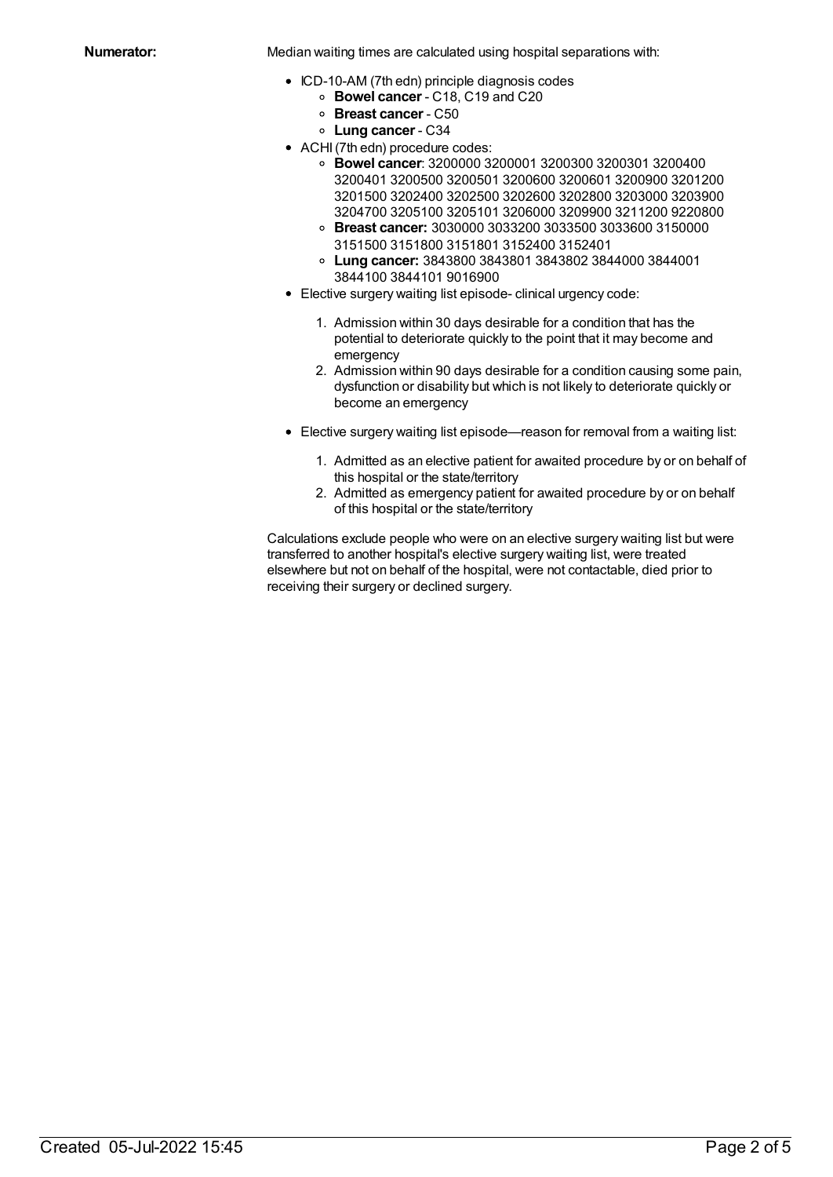**Numerator:**

Median waiting times are calculated using hospital separations with:

- ICD-10-AM (7th edn) principle diagnosis codes
  - **Bowel cancer** - C18, C19 and C20
  - **Breast cancer** - C50
  - **Lung cancer** - C34
- ACHI (7th edn) procedure codes:
  - **Bowel cancer**: 3200000 3200001 3200300 3200301 3200400 3200401 3200500 3200501 3200600 3200601 3200900 3201200 3201500 3202400 3202500 3202600 3202800 3203000 3203900 3204700 3205100 3205101 3206000 3209900 3211200 9220800
  - **Breast cancer:** 3030000 3033200 3033500 3033600 3150000 3151500 3151800 3151801 3152400 3152401
  - **Lung cancer:** 3843800 3843801 3843802 3844000 3844001 3844100 3844101 9016900
- Elective surgery waiting list episode- clinical urgency code:
  1. Admission within 30 days desirable for a condition that has the potential to deteriorate quickly to the point that it may become and emergency
  2. Admission within 90 days desirable for a condition causing some pain, dysfunction or disability but which is not likely to deteriorate quickly or become an emergency
- Elective surgery waiting list episode—reason for removal from a waiting list:
  1. Admitted as an elective patient for awaited procedure by or on behalf of this hospital or the state/territory
  2. Admitted as emergency patient for awaited procedure by or on behalf of this hospital or the state/territory

Calculations exclude people who were on an elective surgery waiting list but were transferred to another hospital's elective surgery waiting list, were treated elsewhere but not on behalf of the hospital, were not contactable, died prior to receiving their surgery or declined surgery.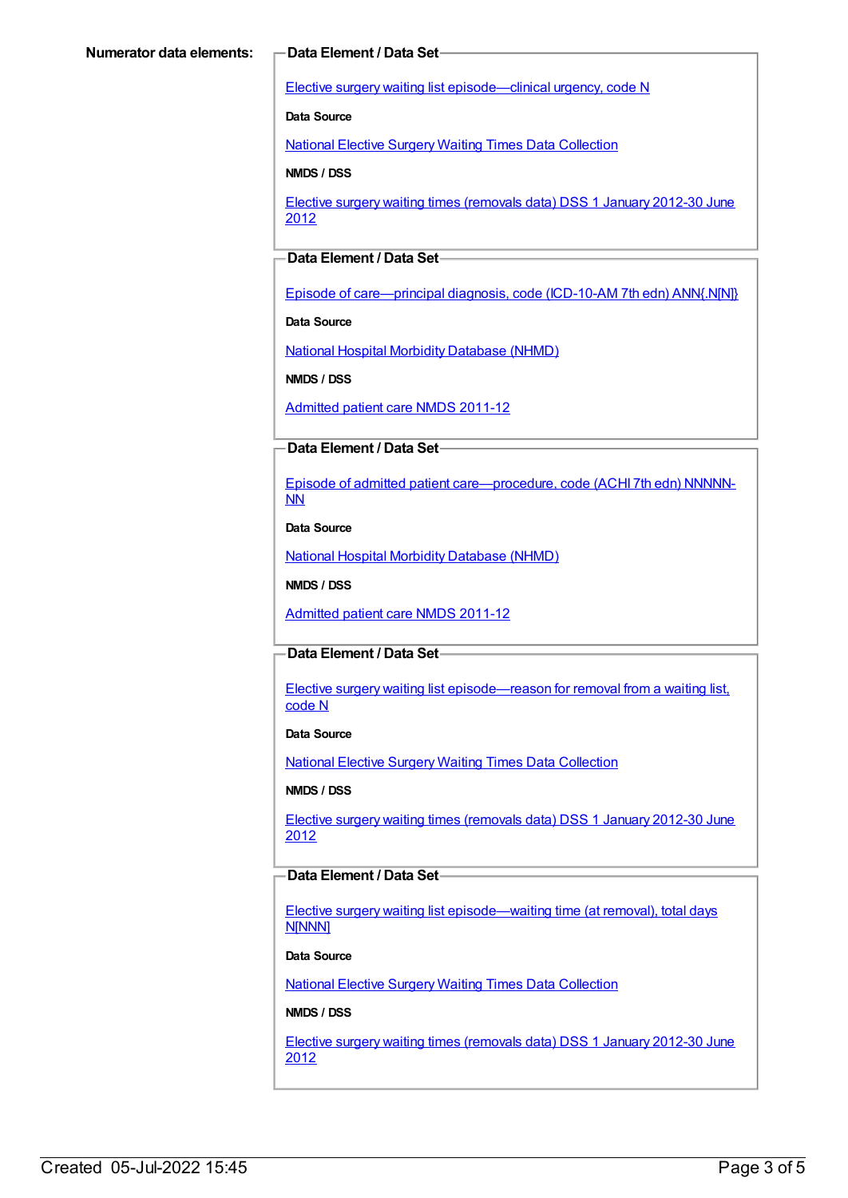**Numerator data elements:**

**Data Element / Data Set**

Elective surgery waiting list episode—clinical urgency, code N

**Data Source**

National Elective Surgery Waiting Times Data Collection

**NMDS / DSS**

Elective surgery waiting times (removals data) DSS 1 January 2012-30 June 2012

**Data Element / Data Set**

Episode of care—principal diagnosis, code (ICD-10-AM 7th edn) ANN{.N[N]}

**Data Source**

National Hospital Morbidity Database (NHMD)

**NMDS / DSS**

Admitted patient care NMDS 2011-12

**Data Element / Data Set**

Episode of admitted patient care—procedure, code (ACHI 7th edn) NNNNN-NN

**Data Source**

National Hospital Morbidity Database (NHMD)

**NMDS / DSS**

Admitted patient care NMDS 2011-12

**Data Element / Data Set**

Elective surgery waiting list episode—reason for removal from a waiting list, code N

**Data Source**

National Elective Surgery Waiting Times Data Collection

**NMDS / DSS**

Elective surgery waiting times (removals data) DSS 1 January 2012-30 June 2012

**Data Element / Data Set**

Elective surgery waiting list episode—waiting time (at removal), total days N[NNN]

**Data Source**

National Elective Surgery Waiting Times Data Collection

**NMDS / DSS**

Elective surgery waiting times (removals data) DSS 1 January 2012-30 June 2012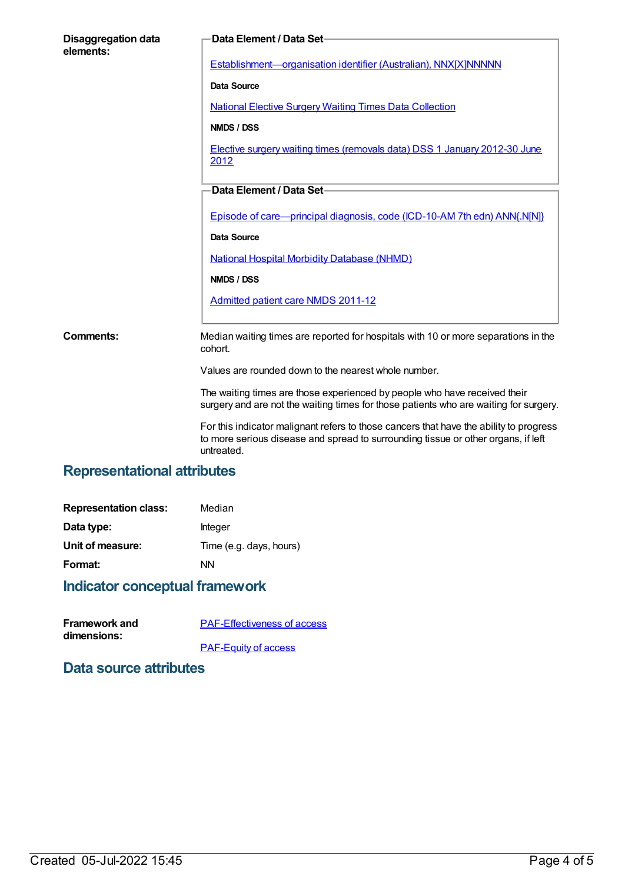**Disaggregation data elements:**

**Data Element / Data Set**

Establishment—organisation identifier (Australian), NNX[X]NNNNN

**Data Source**

National Elective Surgery Waiting Times Data Collection

**NMDS / DSS**

Elective surgery waiting times (removals data) DSS 1 January 2012-30 June 2012

**Data Element / Data Set**

Episode of care—principal diagnosis, code (ICD-10-AM 7th edn) ANN{.N[N]}

**Data Source**

National Hospital Morbidity Database (NHMD)

**NMDS / DSS**

Admitted patient care NMDS 2011-12

**Comments:**

Median waiting times are reported for hospitals with 10 or more separations in the cohort.

Values are rounded down to the nearest whole number.

The waiting times are those experienced by people who have received their surgery and are not the waiting times for those patients who are waiting for surgery.

For this indicator malignant refers to those cancers that have the ability to progress to more serious disease and spread to surrounding tissue or other organs, if left untreated.

## Representational attributes

**Representation class:** Median

**Data type:** Integer

**Unit of measure:** Time (e.g. days, hours)

**Format:** NN

## Indicator conceptual framework

**Framework and dimensions:**

PAF-Effectiveness of access

PAF-Equity of access

## Data source attributes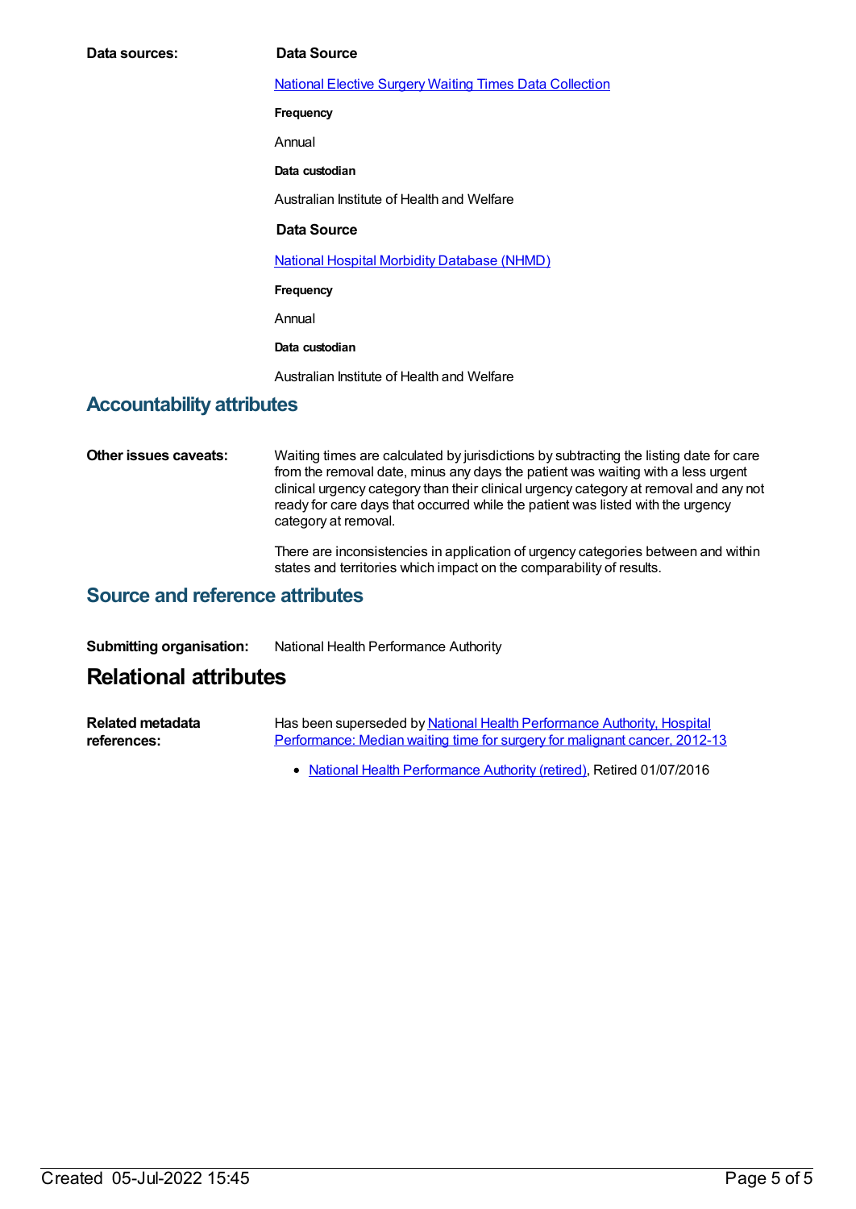**Data sources:**

**Data Source**

National Elective Surgery Waiting Times Data Collection

**Frequency**

Annual

**Data custodian**

Australian Institute of Health and Welfare

**Data Source**

National Hospital Morbidity Database (NHMD)

**Frequency**

Annual

**Data custodian**

Australian Institute of Health and Welfare

## Accountability attributes

**Other issues caveats:**

Waiting times are calculated by jurisdictions by subtracting the listing date for care from the removal date, minus any days the patient was waiting with a less urgent clinical urgency category than their clinical urgency category at removal and any not ready for care days that occurred while the patient was listed with the urgency category at removal.

There are inconsistencies in application of urgency categories between and within states and territories which impact on the comparability of results.

## Source and reference attributes

**Submitting organisation:** National Health Performance Authority

# Relational attributes

**Related metadata references:**

Has been superseded by National Health Performance Authority, Hospital Performance: Median waiting time for surgery for malignant cancer, 2012-13

- National Health Performance Authority (retired), Retired 01/07/2016